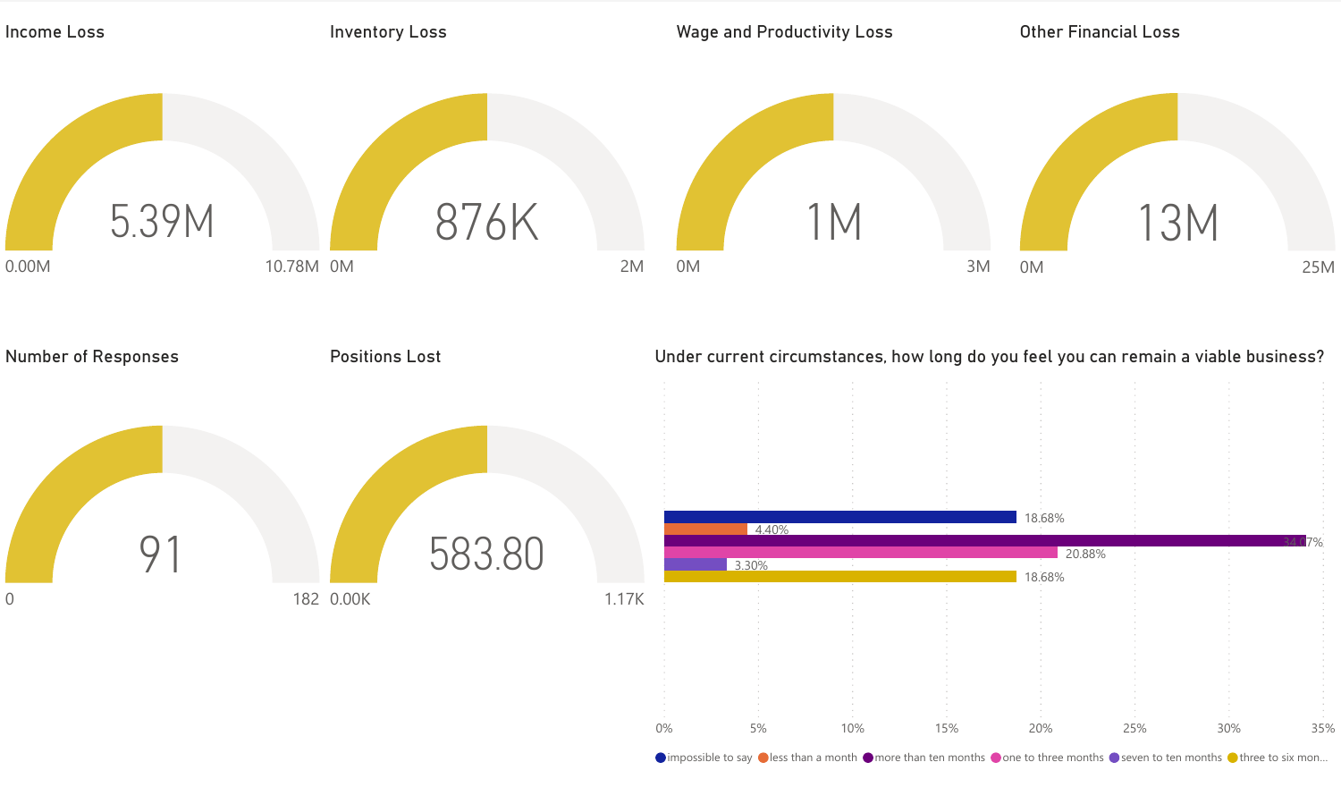## Income Loss

5.39M

0.00M – 10.78M

## Inventory Loss

876K

0M – 2M

## Wage and Productivity Loss

1M

0M – 3M

## Other Financial Loss

13M

0M – 25M

## Number of Responses

91

0 – 182

## Positions Lost

583.80

0.00K – 1.17K

## Under current circumstances, how long do you feel you can remain a viable business?

| Response | Percentage |
| --- | --- |
| impossible to say | 18.68% |
| less than a month | 4.40% |
| more than ten months | 34.07% |
| one to three months | 20.88% |
| seven to ten months | 3.30% |
| three to six mon... | 18.68% |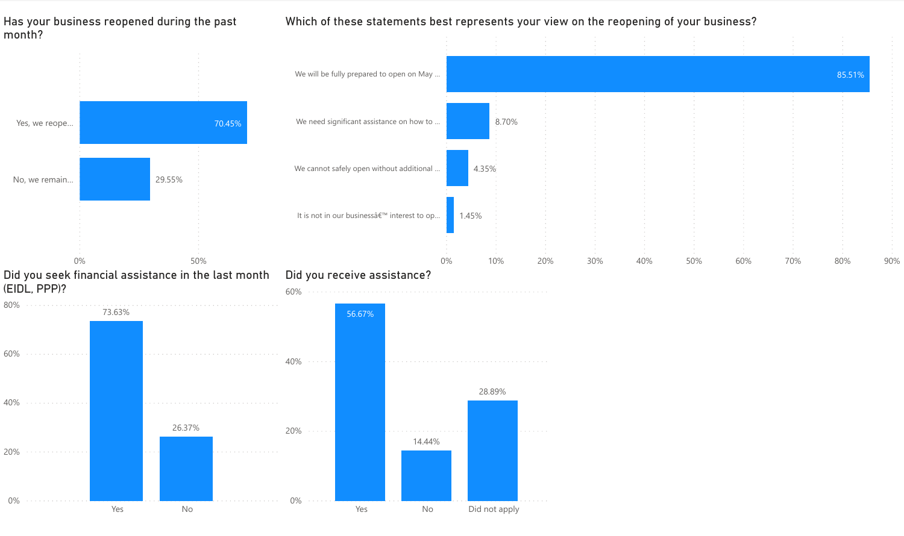## Has your business reopened during the past month?

Yes, we reope...

No, we remain...

70.45%

29.55%

0%

50%

## Which of these statements best represents your view on the reopening of your business?

We will be fully prepared to open on May ...

We need significant assistance on how to ...

We cannot safely open without additional ...

It is not in our businessâ€™ interest to op...

85.51%

8.70%

4.35%

1.45%

0%

10%

20%

30%

40%

50%

60%

70%

80%

90%

## Did you seek financial assistance in the last month (EIDL, PPP)?

80%

60%

40%

20%

0%

73.63%

26.37%

Yes

No

## Did you receive assistance?

60%

40%

20%

0%

56.67%

14.44%

28.89%

Yes

No

Did not apply